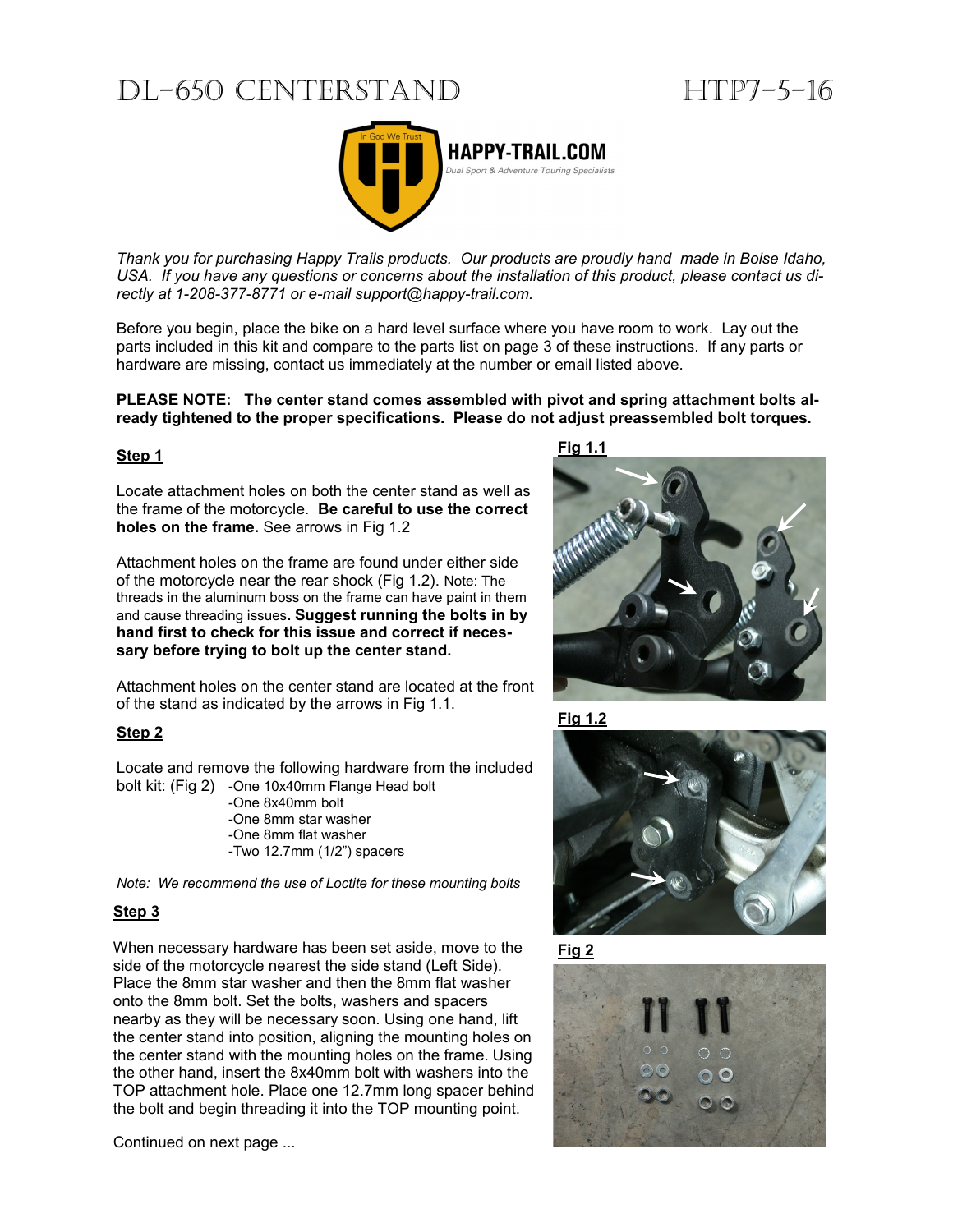# DL-650 CENTERSTAND HTP7-5-16

HAPPY-TRAIL.COM
*Dual Sport & Adventure Touring Specialists*

*Thank you for purchasing Happy Trails products. Our products are proudly hand made in Boise Idaho, USA. If you have any questions or concerns about the installation of this product, please contact us directly at 1-208-377-8771 or e-mail support@happy-trail.com.*

Before you begin, place the bike on a hard level surface where you have room to work. Lay out the parts included in this kit and compare to the parts list on page 3 of these instructions. If any parts or hardware are missing, contact us immediately at the number or email listed above.

**PLEASE NOTE: The center stand comes assembled with pivot and spring attachment bolts already tightened to the proper specifications. Please do not adjust preassembled bolt torques.**

## Step 1

Locate attachment holes on both the center stand as well as the frame of the motorcycle. **Be careful to use the correct holes on the frame.** See arrows in Fig 1.2

Attachment holes on the frame are found under either side of the motorcycle near the rear shock (Fig 1.2). Note: The threads in the aluminum boss on the frame can have paint in them and cause threading issues. **Suggest running the bolts in by hand first to check for this issue and correct if necessary before trying to bolt up the center stand.**

Attachment holes on the center stand are located at the front of the stand as indicated by the arrows in Fig 1.1.

**Fig 1.1**

**Fig 1.2**

## Step 2

Locate and remove the following hardware from the included bolt kit: (Fig 2)

- One 10x40mm Flange Head bolt
- One 8x40mm bolt
- One 8mm star washer
- One 8mm flat washer
- Two 12.7mm (1/2") spacers

*Note: We recommend the use of Loctite for these mounting bolts*

**Fig 2**

## Step 3

When necessary hardware has been set aside, move to the side of the motorcycle nearest the side stand (Left Side). Place the 8mm star washer and then the 8mm flat washer onto the 8mm bolt. Set the bolts, washers and spacers nearby as they will be necessary soon. Using one hand, lift the center stand into position, aligning the mounting holes on the center stand with the mounting holes on the frame. Using the other hand, insert the 8x40mm bolt with washers into the TOP attachment hole. Place one 12.7mm long spacer behind the bolt and begin threading it into the TOP mounting point.

Continued on next page ...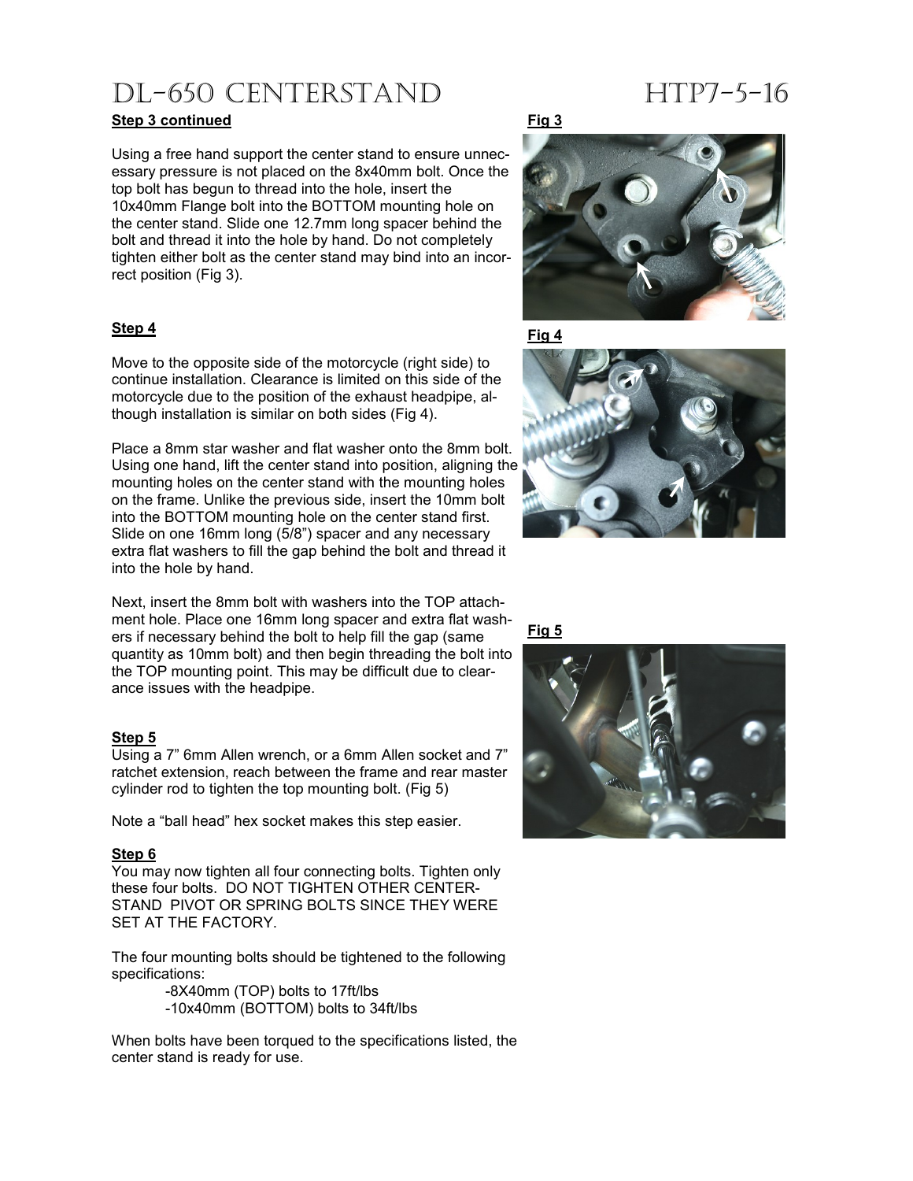# DL-650 Centerstand HTP7-5-16

**Step 3 continued**

Using a free hand support the center stand to ensure unnecessary pressure is not placed on the 8x40mm bolt. Once the top bolt has begun to thread into the hole, insert the 10x40mm Flange bolt into the BOTTOM mounting hole on the center stand. Slide one 12.7mm long spacer behind the bolt and thread it into the hole by hand. Do not completely tighten either bolt as the center stand may bind into an incorrect position (Fig 3).

**Fig 3**

**Step 4**

Move to the opposite side of the motorcycle (right side) to continue installation. Clearance is limited on this side of the motorcycle due to the position of the exhaust headpipe, although installation is similar on both sides (Fig 4).

**Fig 4**

Place a 8mm star washer and flat washer onto the 8mm bolt. Using one hand, lift the center stand into position, aligning the mounting holes on the center stand with the mounting holes on the frame. Unlike the previous side, insert the 10mm bolt into the BOTTOM mounting hole on the center stand first. Slide on one 16mm long (5/8") spacer and any necessary extra flat washers to fill the gap behind the bolt and thread it into the hole by hand.

Next, insert the 8mm bolt with washers into the TOP attachment hole. Place one 16mm long spacer and extra flat washers if necessary behind the bolt to help fill the gap (same quantity as 10mm bolt) and then begin threading the bolt into the TOP mounting point. This may be difficult due to clearance issues with the headpipe.

**Fig 5**

**Step 5**

Using a 7" 6mm Allen wrench, or a 6mm Allen socket and 7" ratchet extension, reach between the frame and rear master cylinder rod to tighten the top mounting bolt. (Fig 5)

Note a "ball head" hex socket makes this step easier.

**Step 6**

You may now tighten all four connecting bolts. Tighten only these four bolts. DO NOT TIGHTEN OTHER CENTER-STAND PIVOT OR SPRING BOLTS SINCE THEY WERE SET AT THE FACTORY.

The four mounting bolts should be tightened to the following specifications:

- 8X40mm (TOP) bolts to 17ft/lbs
- 10x40mm (BOTTOM) bolts to 34ft/lbs

When bolts have been torqued to the specifications listed, the center stand is ready for use.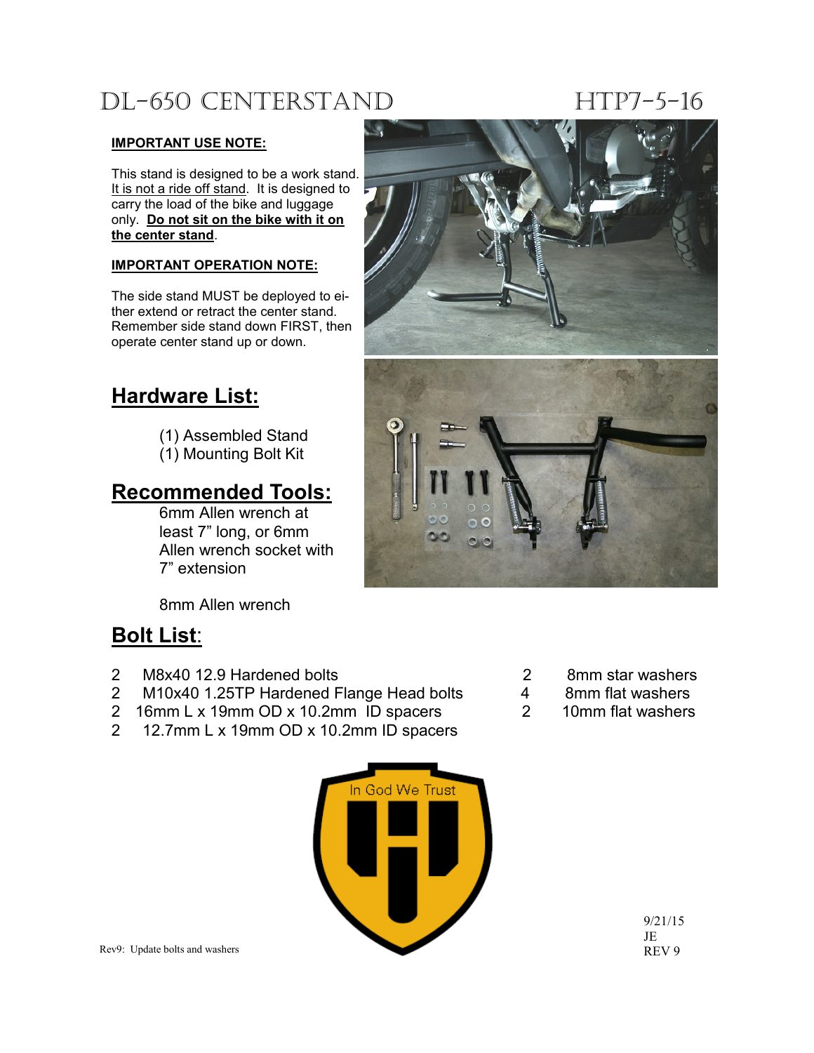# DL-650 CENTERSTAND HTP7-5-16

**IMPORTANT USE NOTE:**

This stand is designed to be a work stand. It is not a ride off stand. It is designed to carry the load of the bike and luggage only. **Do not sit on the bike with it on the center stand**.

**IMPORTANT OPERATION NOTE:**

The side stand MUST be deployed to either extend or retract the center stand. Remember side stand down FIRST, then operate center stand up or down.

## Hardware List:

(1) Assembled Stand
(1) Mounting Bolt Kit

## Recommended Tools:

6mm Allen wrench at least 7" long, or 6mm Allen wrench socket with 7" extension

8mm Allen wrench

## Bolt List:

| | |
|---|---|
| 2 | M8x40 12.9 Hardened bolts |
| 2 | M10x40 1.25TP Hardened Flange Head bolts |
| 2 | 16mm L x 19mm OD x 10.2mm ID spacers |
| 2 | 12.7mm L x 19mm OD x 10.2mm ID spacers |
| 2 | 8mm star washers |
| 4 | 8mm flat washers |
| 2 | 10mm flat washers |

In God We Trust

Rev9: Update bolts and washers

9/21/15
JE
REV 9